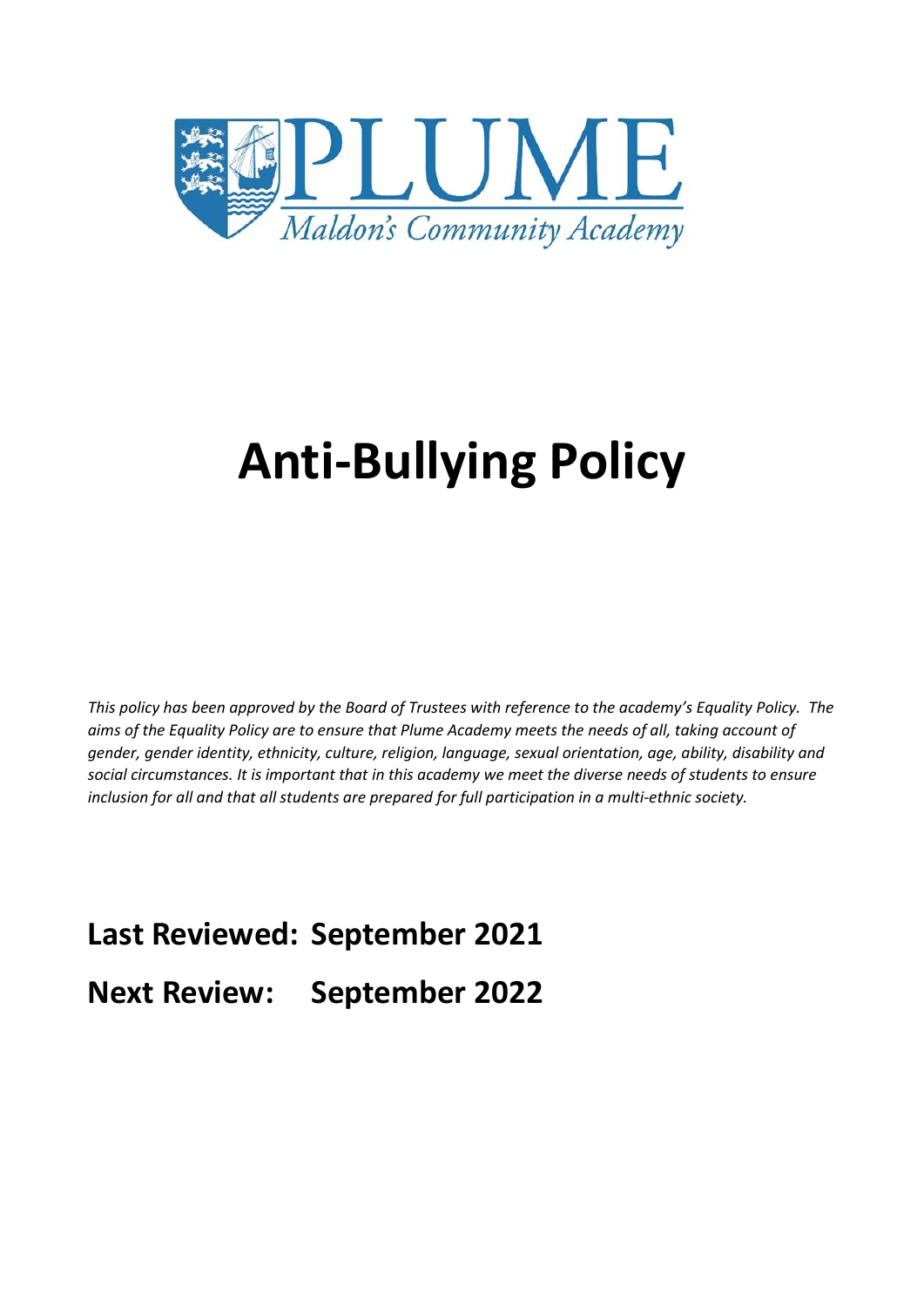PLUME

*Maldon's Community Academy*

# Anti-Bullying Policy

*This policy has been approved by the Board of Trustees with reference to the academy's Equality Policy. The aims of the Equality Policy are to ensure that Plume Academy meets the needs of all, taking account of gender, gender identity, ethnicity, culture, religion, language, sexual orientation, age, ability, disability and social circumstances. It is important that in this academy we meet the diverse needs of students to ensure inclusion for all and that all students are prepared for full participation in a multi-ethnic society.*

**Last Reviewed: September 2021**

**Next Review: September 2022**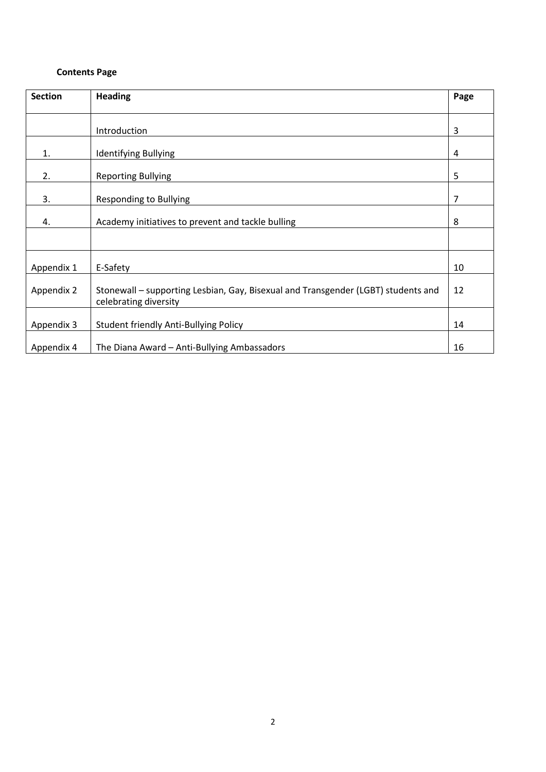**Contents Page**

| Section | Heading | Page |
|---|---|---|
| | Introduction | 3 |
| 1. | Identifying Bullying | 4 |
| 2. | Reporting Bullying | 5 |
| 3. | Responding to Bullying | 7 |
| 4. | Academy initiatives to prevent and tackle bulling | 8 |
| | | |
| Appendix 1 | E-Safety | 10 |
| Appendix 2 | Stonewall – supporting Lesbian, Gay, Bisexual and Transgender (LGBT) students and celebrating diversity | 12 |
| Appendix 3 | Student friendly Anti-Bullying Policy | 14 |
| Appendix 4 | The Diana Award – Anti-Bullying Ambassadors | 16 |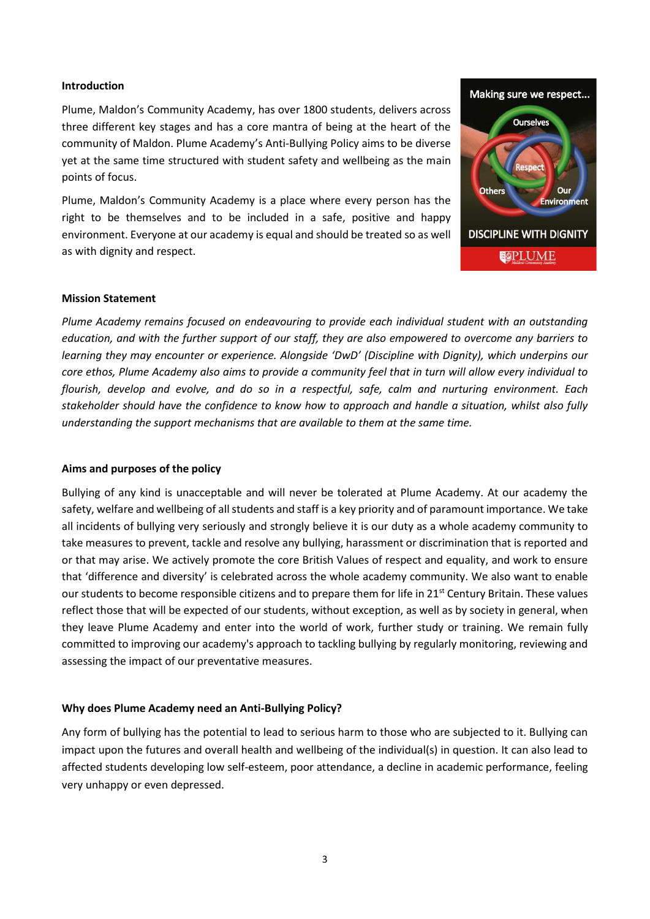**Introduction**

Plume, Maldon's Community Academy, has over 1800 students, delivers across three different key stages and has a core mantra of being at the heart of the community of Maldon. Plume Academy's Anti-Bullying Policy aims to be diverse yet at the same time structured with student safety and wellbeing as the main points of focus.

Plume, Maldon's Community Academy is a place where every person has the right to be themselves and to be included in a safe, positive and happy environment. Everyone at our academy is equal and should be treated so as well as with dignity and respect.

**Mission Statement**

*Plume Academy remains focused on endeavouring to provide each individual student with an outstanding education, and with the further support of our staff, they are also empowered to overcome any barriers to learning they may encounter or experience. Alongside 'DwD' (Discipline with Dignity), which underpins our core ethos, Plume Academy also aims to provide a community feel that in turn will allow every individual to flourish, develop and evolve, and do so in a respectful, safe, calm and nurturing environment. Each stakeholder should have the confidence to know how to approach and handle a situation, whilst also fully understanding the support mechanisms that are available to them at the same time.*

**Aims and purposes of the policy**

Bullying of any kind is unacceptable and will never be tolerated at Plume Academy. At our academy the safety, welfare and wellbeing of all students and staff is a key priority and of paramount importance. We take all incidents of bullying very seriously and strongly believe it is our duty as a whole academy community to take measures to prevent, tackle and resolve any bullying, harassment or discrimination that is reported and or that may arise. We actively promote the core British Values of respect and equality, and work to ensure that 'difference and diversity' is celebrated across the whole academy community. We also want to enable our students to become responsible citizens and to prepare them for life in 21st Century Britain. These values reflect those that will be expected of our students, without exception, as well as by society in general, when they leave Plume Academy and enter into the world of work, further study or training. We remain fully committed to improving our academy's approach to tackling bullying by regularly monitoring, reviewing and assessing the impact of our preventative measures.

**Why does Plume Academy need an Anti-Bullying Policy?**

Any form of bullying has the potential to lead to serious harm to those who are subjected to it. Bullying can impact upon the futures and overall health and wellbeing of the individual(s) in question. It can also lead to affected students developing low self-esteem, poor attendance, a decline in academic performance, feeling very unhappy or even depressed.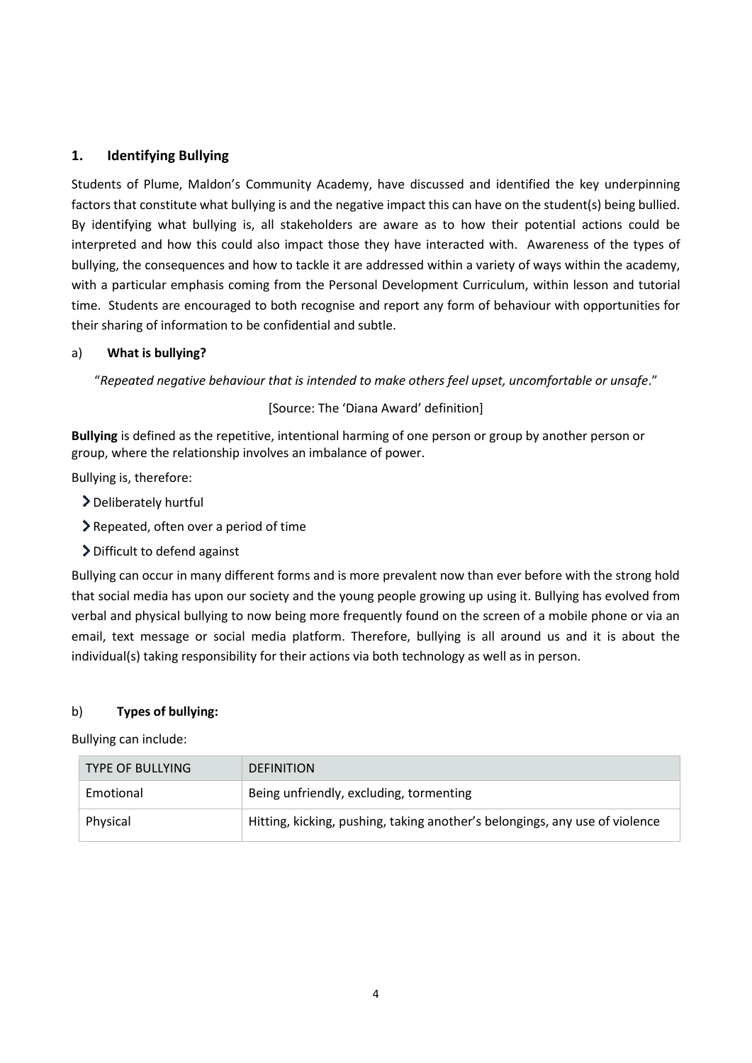## 1. Identifying Bullying

Students of Plume, Maldon's Community Academy, have discussed and identified the key underpinning factors that constitute what bullying is and the negative impact this can have on the student(s) being bullied. By identifying what bullying is, all stakeholders are aware as to how their potential actions could be interpreted and how this could also impact those they have interacted with. Awareness of the types of bullying, the consequences and how to tackle it are addressed within a variety of ways within the academy, with a particular emphasis coming from the Personal Development Curriculum, within lesson and tutorial time. Students are encouraged to both recognise and report any form of behaviour with opportunities for their sharing of information to be confidential and subtle.

### a) What is bullying?

"*Repeated negative behaviour that is intended to make others feel upset, uncomfortable or unsafe*."

[Source: The 'Diana Award' definition]

**Bullying** is defined as the repetitive, intentional harming of one person or group by another person or group, where the relationship involves an imbalance of power.

Bullying is, therefore:

- Deliberately hurtful
- Repeated, often over a period of time
- Difficult to defend against

Bullying can occur in many different forms and is more prevalent now than ever before with the strong hold that social media has upon our society and the young people growing up using it. Bullying has evolved from verbal and physical bullying to now being more frequently found on the screen of a mobile phone or via an email, text message or social media platform. Therefore, bullying is all around us and it is about the individual(s) taking responsibility for their actions via both technology as well as in person.

### b) Types of bullying:

Bullying can include:

| TYPE OF BULLYING | DEFINITION |
| --- | --- |
| Emotional | Being unfriendly, excluding, tormenting |
| Physical | Hitting, kicking, pushing, taking another's belongings, any use of violence |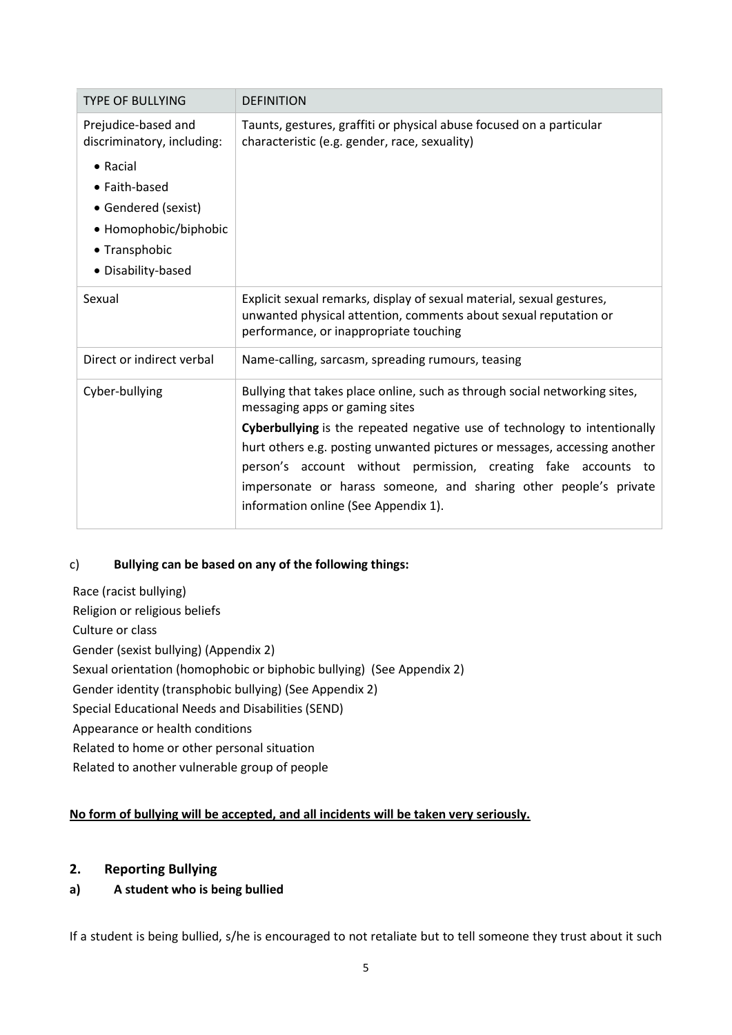| TYPE OF BULLYING | DEFINITION |
|---|---|
| Prejudice-based and discriminatory, including:<br>• Racial<br>• Faith-based<br>• Gendered (sexist)<br>• Homophobic/biphobic<br>• Transphobic<br>• Disability-based | Taunts, gestures, graffiti or physical abuse focused on a particular characteristic (e.g. gender, race, sexuality) |
| Sexual | Explicit sexual remarks, display of sexual material, sexual gestures, unwanted physical attention, comments about sexual reputation or performance, or inappropriate touching |
| Direct or indirect verbal | Name-calling, sarcasm, spreading rumours, teasing |
| Cyber-bullying | Bullying that takes place online, such as through social networking sites, messaging apps or gaming sites<br>**Cyberbullying** is the repeated negative use of technology to intentionally hurt others e.g. posting unwanted pictures or messages, accessing another person's account without permission, creating fake accounts to impersonate or harass someone, and sharing other people's private information online (See Appendix 1). |

c) **Bullying can be based on any of the following things:**

Race (racist bullying)
Religion or religious beliefs
Culture or class
Gender (sexist bullying) (Appendix 2)
Sexual orientation (homophobic or biphobic bullying) (See Appendix 2)
Gender identity (transphobic bullying) (See Appendix 2)
Special Educational Needs and Disabilities (SEND)
Appearance or health conditions
Related to home or other personal situation
Related to another vulnerable group of people

**No form of bullying will be accepted, and all incidents will be taken very seriously.**

## 2. Reporting Bullying

### a) A student who is being bullied

If a student is being bullied, s/he is encouraged to not retaliate but to tell someone they trust about it such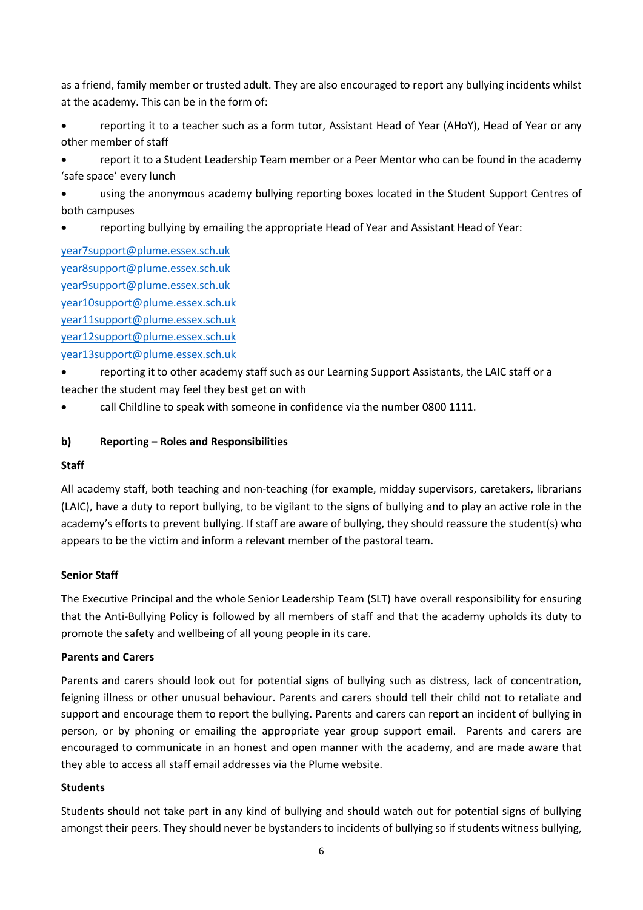as a friend, family member or trusted adult. They are also encouraged to report any bullying incidents whilst at the academy. This can be in the form of:

- reporting it to a teacher such as a form tutor, Assistant Head of Year (AHoY), Head of Year or any other member of staff
- report it to a Student Leadership Team member or a Peer Mentor who can be found in the academy 'safe space' every lunch
- using the anonymous academy bullying reporting boxes located in the Student Support Centres of both campuses
- reporting bullying by emailing the appropriate Head of Year and Assistant Head of Year:

year7support@plume.essex.sch.uk
year8support@plume.essex.sch.uk
year9support@plume.essex.sch.uk
year10support@plume.essex.sch.uk
year11support@plume.essex.sch.uk
year12support@plume.essex.sch.uk
year13support@plume.essex.sch.uk

- reporting it to other academy staff such as our Learning Support Assistants, the LAIC staff or a teacher the student may feel they best get on with
- call Childline to speak with someone in confidence via the number 0800 1111.

**b) Reporting – Roles and Responsibilities**

**Staff**

All academy staff, both teaching and non-teaching (for example, midday supervisors, caretakers, librarians (LAIC), have a duty to report bullying, to be vigilant to the signs of bullying and to play an active role in the academy's efforts to prevent bullying. If staff are aware of bullying, they should reassure the student(s) who appears to be the victim and inform a relevant member of the pastoral team.

**Senior Staff**

The Executive Principal and the whole Senior Leadership Team (SLT) have overall responsibility for ensuring that the Anti-Bullying Policy is followed by all members of staff and that the academy upholds its duty to promote the safety and wellbeing of all young people in its care.

**Parents and Carers**

Parents and carers should look out for potential signs of bullying such as distress, lack of concentration, feigning illness or other unusual behaviour. Parents and carers should tell their child not to retaliate and support and encourage them to report the bullying. Parents and carers can report an incident of bullying in person, or by phoning or emailing the appropriate year group support email. Parents and carers are encouraged to communicate in an honest and open manner with the academy, and are made aware that they able to access all staff email addresses via the Plume website.

**Students**

Students should not take part in any kind of bullying and should watch out for potential signs of bullying amongst their peers. They should never be bystanders to incidents of bullying so if students witness bullying,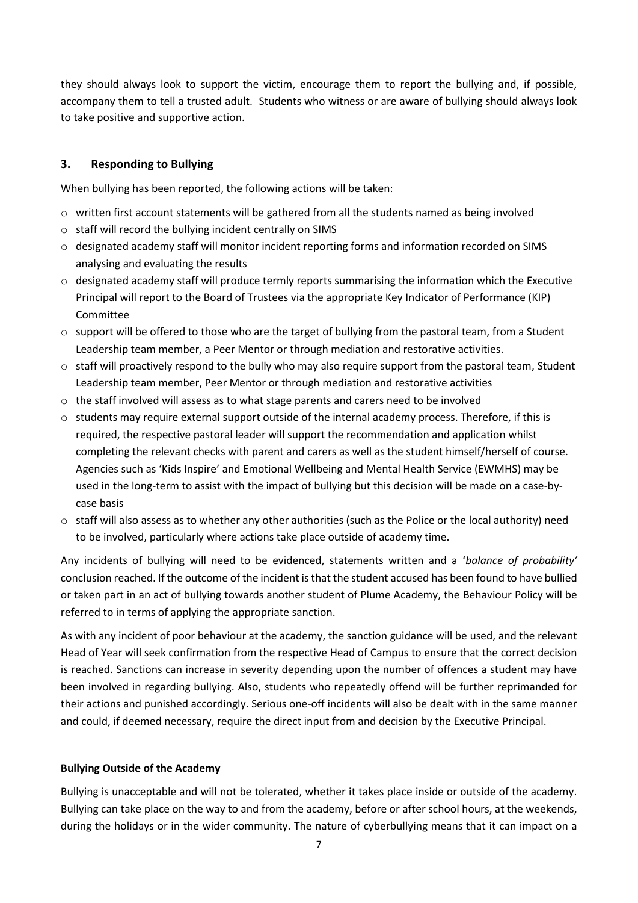they should always look to support the victim, encourage them to report the bullying and, if possible, accompany them to tell a trusted adult. Students who witness or are aware of bullying should always look to take positive and supportive action.

## 3. Responding to Bullying

When bullying has been reported, the following actions will be taken:

- written first account statements will be gathered from all the students named as being involved
- staff will record the bullying incident centrally on SIMS
- designated academy staff will monitor incident reporting forms and information recorded on SIMS analysing and evaluating the results
- designated academy staff will produce termly reports summarising the information which the Executive Principal will report to the Board of Trustees via the appropriate Key Indicator of Performance (KIP) Committee
- support will be offered to those who are the target of bullying from the pastoral team, from a Student Leadership team member, a Peer Mentor or through mediation and restorative activities.
- staff will proactively respond to the bully who may also require support from the pastoral team, Student Leadership team member, Peer Mentor or through mediation and restorative activities
- the staff involved will assess as to what stage parents and carers need to be involved
- students may require external support outside of the internal academy process. Therefore, if this is required, the respective pastoral leader will support the recommendation and application whilst completing the relevant checks with parent and carers as well as the student himself/herself of course. Agencies such as 'Kids Inspire' and Emotional Wellbeing and Mental Health Service (EWMHS) may be used in the long-term to assist with the impact of bullying but this decision will be made on a case-by-case basis
- staff will also assess as to whether any other authorities (such as the Police or the local authority) need to be involved, particularly where actions take place outside of academy time.

Any incidents of bullying will need to be evidenced, statements written and a '*balance of probability'* conclusion reached. If the outcome of the incident is that the student accused has been found to have bullied or taken part in an act of bullying towards another student of Plume Academy, the Behaviour Policy will be referred to in terms of applying the appropriate sanction.

As with any incident of poor behaviour at the academy, the sanction guidance will be used, and the relevant Head of Year will seek confirmation from the respective Head of Campus to ensure that the correct decision is reached. Sanctions can increase in severity depending upon the number of offences a student may have been involved in regarding bullying. Also, students who repeatedly offend will be further reprimanded for their actions and punished accordingly. Serious one-off incidents will also be dealt with in the same manner and could, if deemed necessary, require the direct input from and decision by the Executive Principal.

**Bullying Outside of the Academy**

Bullying is unacceptable and will not be tolerated, whether it takes place inside or outside of the academy. Bullying can take place on the way to and from the academy, before or after school hours, at the weekends, during the holidays or in the wider community. The nature of cyberbullying means that it can impact on a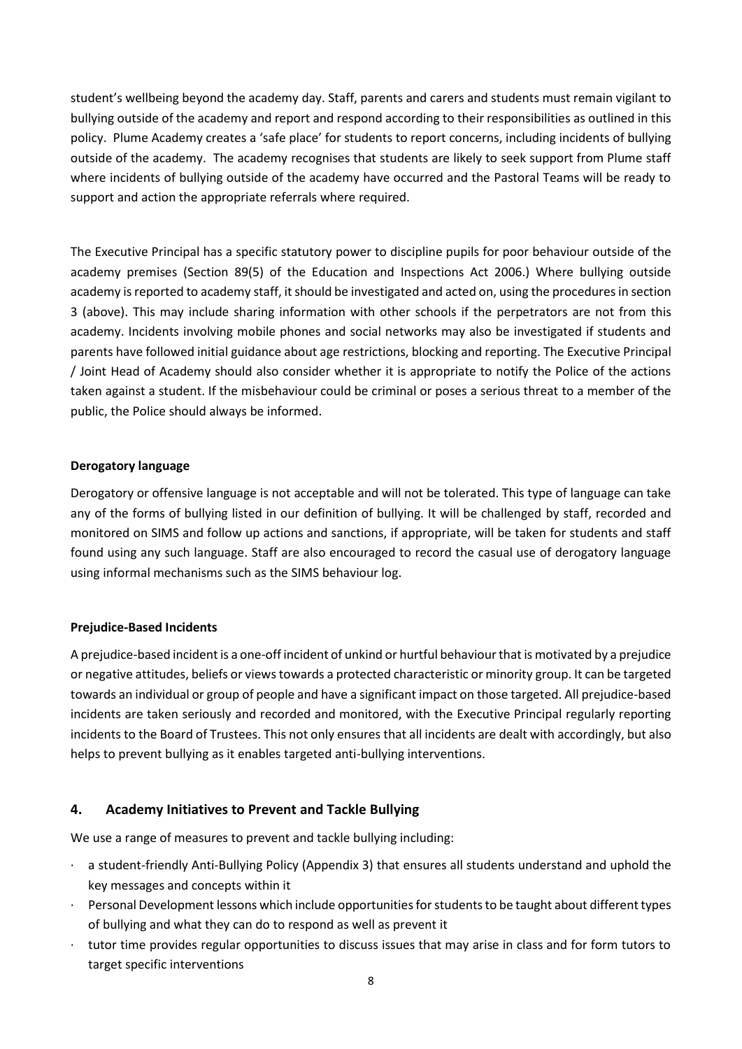student's wellbeing beyond the academy day. Staff, parents and carers and students must remain vigilant to bullying outside of the academy and report and respond according to their responsibilities as outlined in this policy. Plume Academy creates a 'safe place' for students to report concerns, including incidents of bullying outside of the academy. The academy recognises that students are likely to seek support from Plume staff where incidents of bullying outside of the academy have occurred and the Pastoral Teams will be ready to support and action the appropriate referrals where required.

The Executive Principal has a specific statutory power to discipline pupils for poor behaviour outside of the academy premises (Section 89(5) of the Education and Inspections Act 2006.) Where bullying outside academy is reported to academy staff, it should be investigated and acted on, using the procedures in section 3 (above). This may include sharing information with other schools if the perpetrators are not from this academy. Incidents involving mobile phones and social networks may also be investigated if students and parents have followed initial guidance about age restrictions, blocking and reporting. The Executive Principal / Joint Head of Academy should also consider whether it is appropriate to notify the Police of the actions taken against a student. If the misbehaviour could be criminal or poses a serious threat to a member of the public, the Police should always be informed.

**Derogatory language**

Derogatory or offensive language is not acceptable and will not be tolerated. This type of language can take any of the forms of bullying listed in our definition of bullying. It will be challenged by staff, recorded and monitored on SIMS and follow up actions and sanctions, if appropriate, will be taken for students and staff found using any such language. Staff are also encouraged to record the casual use of derogatory language using informal mechanisms such as the SIMS behaviour log.

**Prejudice-Based Incidents**

A prejudice-based incident is a one-off incident of unkind or hurtful behaviour that is motivated by a prejudice or negative attitudes, beliefs or views towards a protected characteristic or minority group. It can be targeted towards an individual or group of people and have a significant impact on those targeted. All prejudice-based incidents are taken seriously and recorded and monitored, with the Executive Principal regularly reporting incidents to the Board of Trustees. This not only ensures that all incidents are dealt with accordingly, but also helps to prevent bullying as it enables targeted anti-bullying interventions.

## 4. Academy Initiatives to Prevent and Tackle Bullying

We use a range of measures to prevent and tackle bullying including:

- a student-friendly Anti-Bullying Policy (Appendix 3) that ensures all students understand and uphold the key messages and concepts within it
- Personal Development lessons which include opportunities for students to be taught about different types of bullying and what they can do to respond as well as prevent it
- tutor time provides regular opportunities to discuss issues that may arise in class and for form tutors to target specific interventions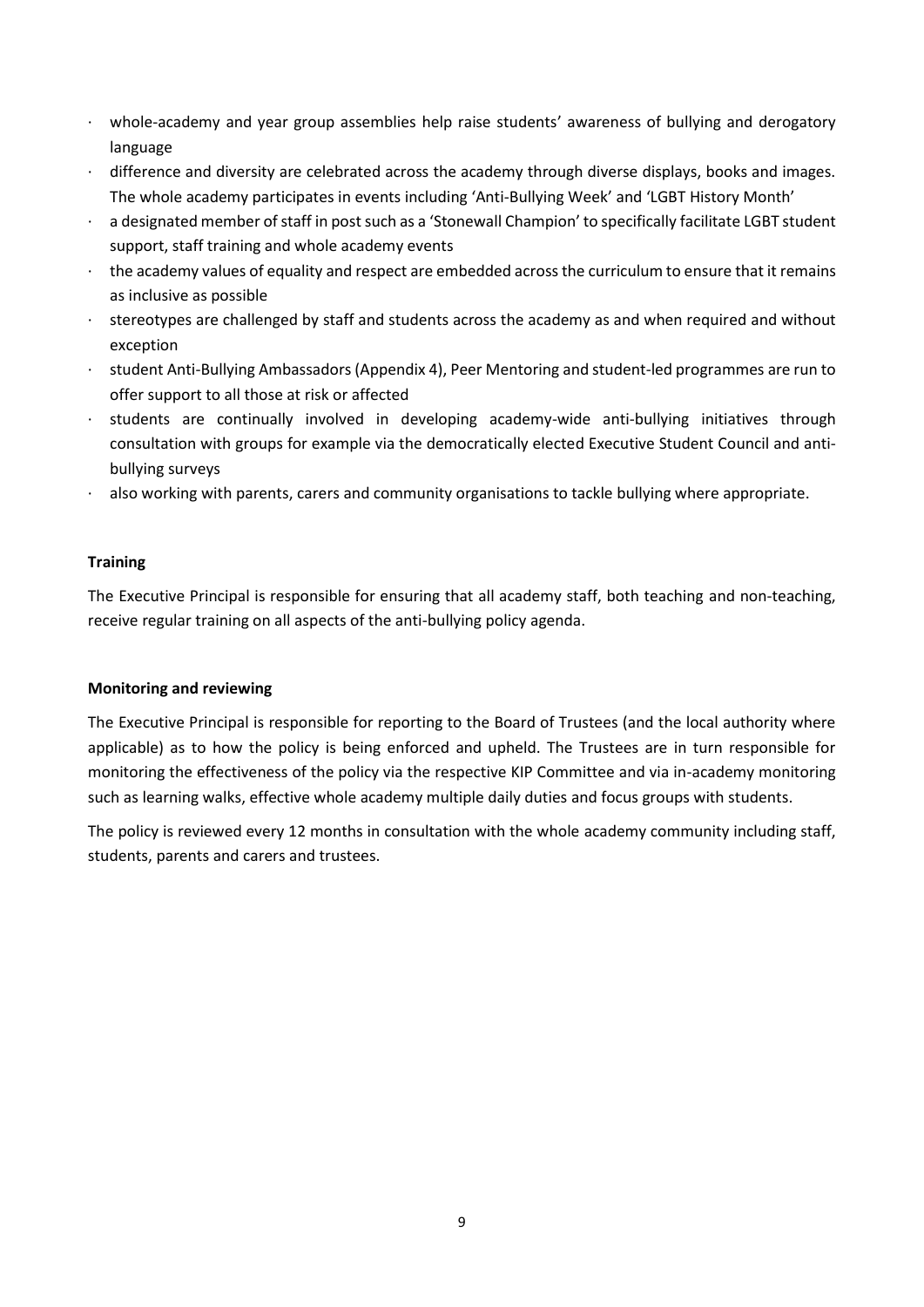- whole-academy and year group assemblies help raise students' awareness of bullying and derogatory language
- difference and diversity are celebrated across the academy through diverse displays, books and images. The whole academy participates in events including 'Anti-Bullying Week' and 'LGBT History Month'
- a designated member of staff in post such as a 'Stonewall Champion' to specifically facilitate LGBT student support, staff training and whole academy events
- the academy values of equality and respect are embedded across the curriculum to ensure that it remains as inclusive as possible
- stereotypes are challenged by staff and students across the academy as and when required and without exception
- student Anti-Bullying Ambassadors (Appendix 4), Peer Mentoring and student-led programmes are run to offer support to all those at risk or affected
- students are continually involved in developing academy-wide anti-bullying initiatives through consultation with groups for example via the democratically elected Executive Student Council and anti-bullying surveys
- also working with parents, carers and community organisations to tackle bullying where appropriate.

**Training**

The Executive Principal is responsible for ensuring that all academy staff, both teaching and non-teaching, receive regular training on all aspects of the anti-bullying policy agenda.

**Monitoring and reviewing**

The Executive Principal is responsible for reporting to the Board of Trustees (and the local authority where applicable) as to how the policy is being enforced and upheld. The Trustees are in turn responsible for monitoring the effectiveness of the policy via the respective KIP Committee and via in-academy monitoring such as learning walks, effective whole academy multiple daily duties and focus groups with students.

The policy is reviewed every 12 months in consultation with the whole academy community including staff, students, parents and carers and trustees.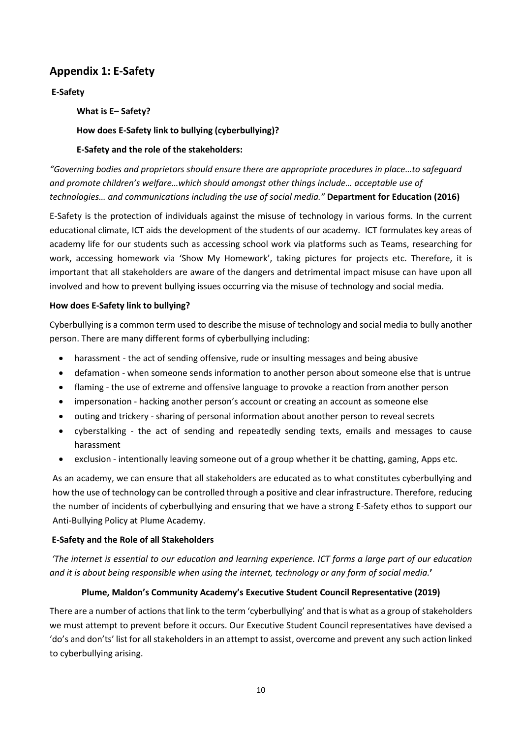## Appendix 1: E-Safety

**E-Safety**

**What is E– Safety?**

**How does E-Safety link to bullying (cyberbullying)?**

**E-Safety and the role of the stakeholders:**

*"Governing bodies and proprietors should ensure there are appropriate procedures in place…to safeguard and promote children's welfare…which should amongst other things include… acceptable use of technologies… and communications including the use of social media."* **Department for Education (2016)**

E-Safety is the protection of individuals against the misuse of technology in various forms. In the current educational climate, ICT aids the development of the students of our academy. ICT formulates key areas of academy life for our students such as accessing school work via platforms such as Teams, researching for work, accessing homework via 'Show My Homework', taking pictures for projects etc. Therefore, it is important that all stakeholders are aware of the dangers and detrimental impact misuse can have upon all involved and how to prevent bullying issues occurring via the misuse of technology and social media.

**How does E-Safety link to bullying?**

Cyberbullying is a common term used to describe the misuse of technology and social media to bully another person. There are many different forms of cyberbullying including:

- harassment - the act of sending offensive, rude or insulting messages and being abusive
- defamation - when someone sends information to another person about someone else that is untrue
- flaming - the use of extreme and offensive language to provoke a reaction from another person
- impersonation - hacking another person's account or creating an account as someone else
- outing and trickery - sharing of personal information about another person to reveal secrets
- cyberstalking - the act of sending and repeatedly sending texts, emails and messages to cause harassment
- exclusion - intentionally leaving someone out of a group whether it be chatting, gaming, Apps etc.

As an academy, we can ensure that all stakeholders are educated as to what constitutes cyberbullying and how the use of technology can be controlled through a positive and clear infrastructure. Therefore, reducing the number of incidents of cyberbullying and ensuring that we have a strong E-Safety ethos to support our Anti-Bullying Policy at Plume Academy.

**E-Safety and the Role of all Stakeholders**

*'The internet is essential to our education and learning experience. ICT forms a large part of our education and it is about being responsible when using the internet, technology or any form of social media.***'**

**Plume, Maldon's Community Academy's Executive Student Council Representative (2019)**

There are a number of actions that link to the term 'cyberbullying' and that is what as a group of stakeholders we must attempt to prevent before it occurs. Our Executive Student Council representatives have devised a 'do's and don'ts' list for all stakeholders in an attempt to assist, overcome and prevent any such action linked to cyberbullying arising.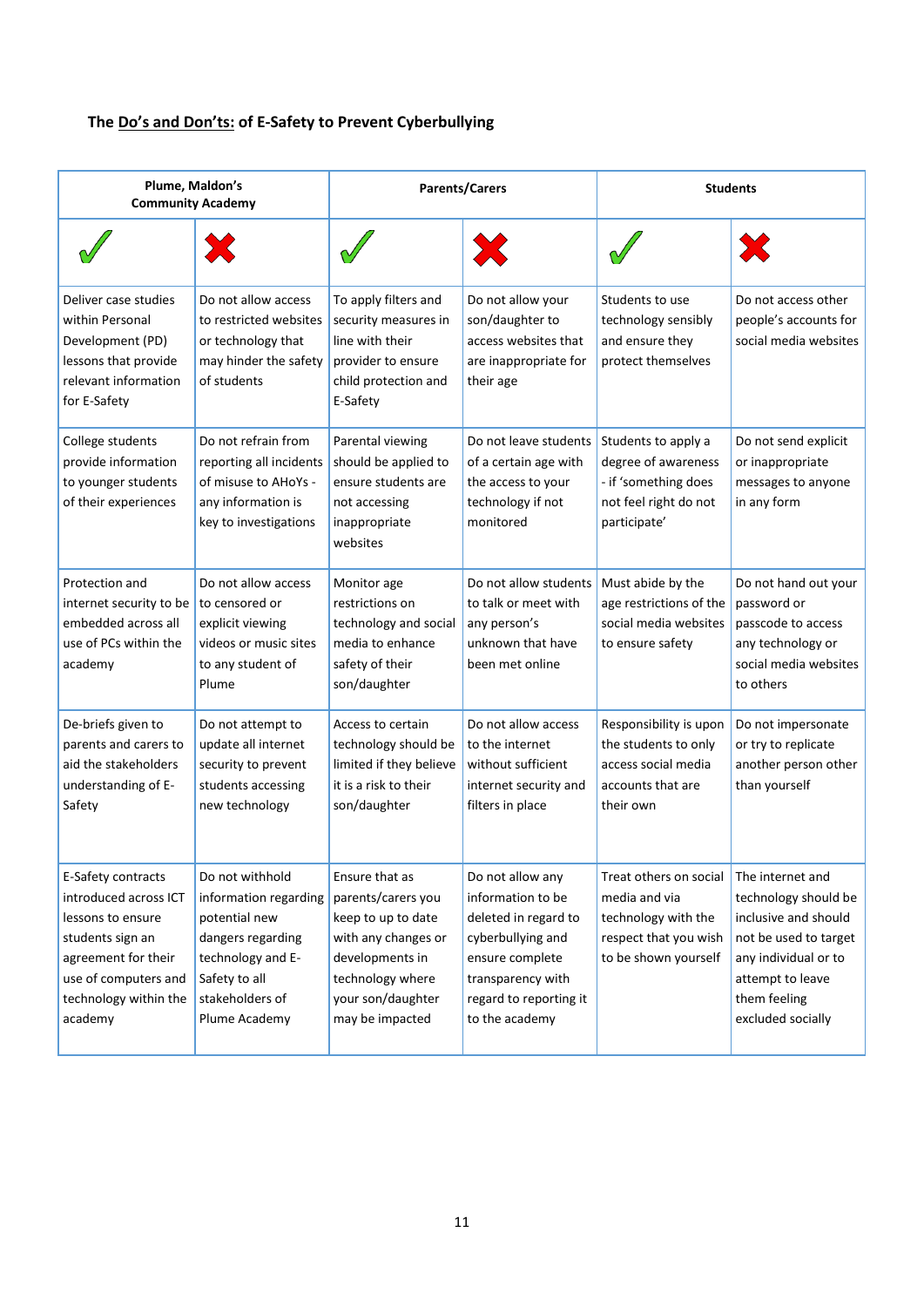**The Do's and Don'ts: of E-Safety to Prevent Cyberbullying**

| Plume, Maldon's Community Academy | | Parents/Carers | | Students | |
|---|---|---|---|---|---|
| ✓ | ✗ | ✓ | ✗ | ✓ | ✗ |
| Deliver case studies within Personal Development (PD) lessons that provide relevant information for E-Safety | Do not allow access to restricted websites or technology that may hinder the safety of students | To apply filters and security measures in line with their provider to ensure child protection and E-Safety | Do not allow your son/daughter to access websites that are inappropriate for their age | Students to use technology sensibly and ensure they protect themselves | Do not access other people's accounts for social media websites |
| College students provide information to younger students of their experiences | Do not refrain from reporting all incidents of misuse to AHoYs - any information is key to investigations | Parental viewing should be applied to ensure students are not accessing inappropriate websites | Do not leave students of a certain age with the access to your technology if not monitored | Students to apply a degree of awareness - if 'something does not feel right do not participate' | Do not send explicit or inappropriate messages to anyone in any form |
| Protection and internet security to be embedded across all use of PCs within the academy | Do not allow access to censored or explicit viewing videos or music sites to any student of Plume | Monitor age restrictions on technology and social media to enhance safety of their son/daughter | Do not allow students to talk or meet with any person's unknown that have been met online | Must abide by the age restrictions of the social media websites to ensure safety | Do not hand out your password or passcode to access any technology or social media websites to others |
| De-briefs given to parents and carers to aid the stakeholders understanding of E-Safety | Do not attempt to update all internet security to prevent students accessing new technology | Access to certain technology should be limited if they believe it is a risk to their son/daughter | Do not allow access to the internet without sufficient internet security and filters in place | Responsibility is upon the students to only access social media accounts that are their own | Do not impersonate or try to replicate another person other than yourself |
| E-Safety contracts introduced across ICT lessons to ensure students sign an agreement for their use of computers and technology within the academy | Do not withhold information regarding potential new dangers regarding technology and E-Safety to all stakeholders of Plume Academy | Ensure that as parents/carers you keep to up to date with any changes or developments in technology where your son/daughter may be impacted | Do not allow any information to be deleted in regard to cyberbullying and ensure complete transparency with regard to reporting it to the academy | Treat others on social media and via technology with the respect that you wish to be shown yourself | The internet and technology should be inclusive and should not be used to target any individual or to attempt to leave them feeling excluded socially |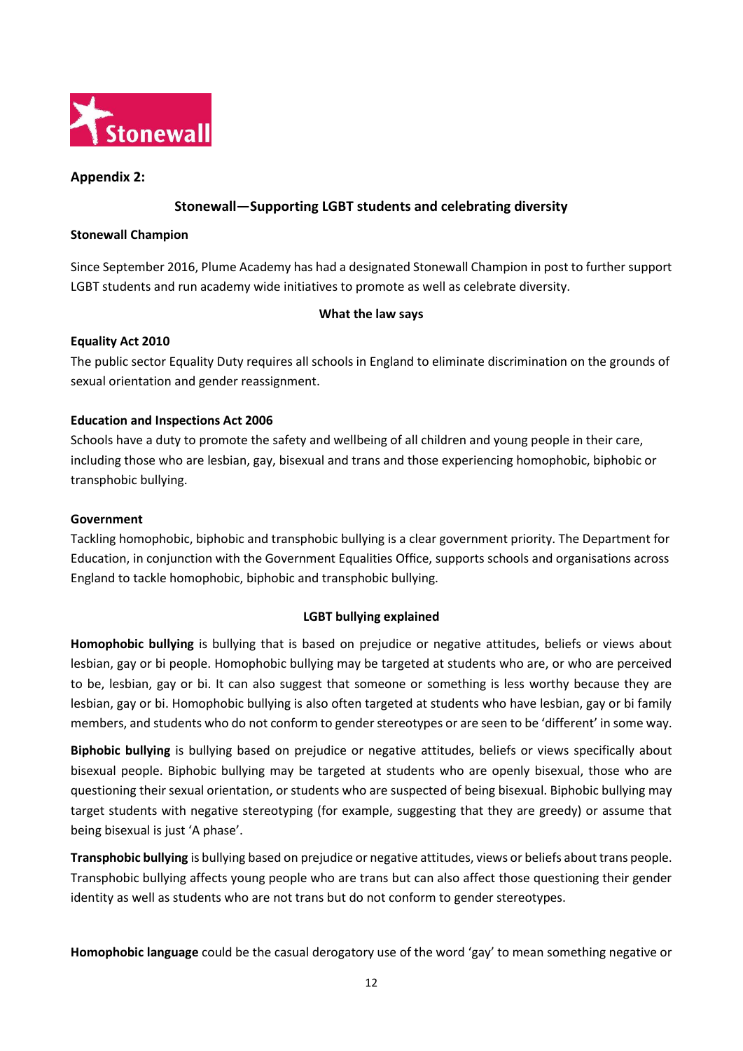**Appendix 2:**

## Stonewall—Supporting LGBT students and celebrating diversity

**Stonewall Champion**

Since September 2016, Plume Academy has had a designated Stonewall Champion in post to further support LGBT students and run academy wide initiatives to promote as well as celebrate diversity.

### What the law says

**Equality Act 2010**

The public sector Equality Duty requires all schools in England to eliminate discrimination on the grounds of sexual orientation and gender reassignment.

**Education and Inspections Act 2006**

Schools have a duty to promote the safety and wellbeing of all children and young people in their care, including those who are lesbian, gay, bisexual and trans and those experiencing homophobic, biphobic or transphobic bullying.

**Government**

Tackling homophobic, biphobic and transphobic bullying is a clear government priority. The Department for Education, in conjunction with the Government Equalities Office, supports schools and organisations across England to tackle homophobic, biphobic and transphobic bullying.

### LGBT bullying explained

**Homophobic bullying** is bullying that is based on prejudice or negative attitudes, beliefs or views about lesbian, gay or bi people. Homophobic bullying may be targeted at students who are, or who are perceived to be, lesbian, gay or bi. It can also suggest that someone or something is less worthy because they are lesbian, gay or bi. Homophobic bullying is also often targeted at students who have lesbian, gay or bi family members, and students who do not conform to gender stereotypes or are seen to be 'different' in some way.

**Biphobic bullying** is bullying based on prejudice or negative attitudes, beliefs or views specifically about bisexual people. Biphobic bullying may be targeted at students who are openly bisexual, those who are questioning their sexual orientation, or students who are suspected of being bisexual. Biphobic bullying may target students with negative stereotyping (for example, suggesting that they are greedy) or assume that being bisexual is just 'A phase'.

**Transphobic bullying** is bullying based on prejudice or negative attitudes, views or beliefs about trans people. Transphobic bullying affects young people who are trans but can also affect those questioning their gender identity as well as students who are not trans but do not conform to gender stereotypes.

**Homophobic language** could be the casual derogatory use of the word 'gay' to mean something negative or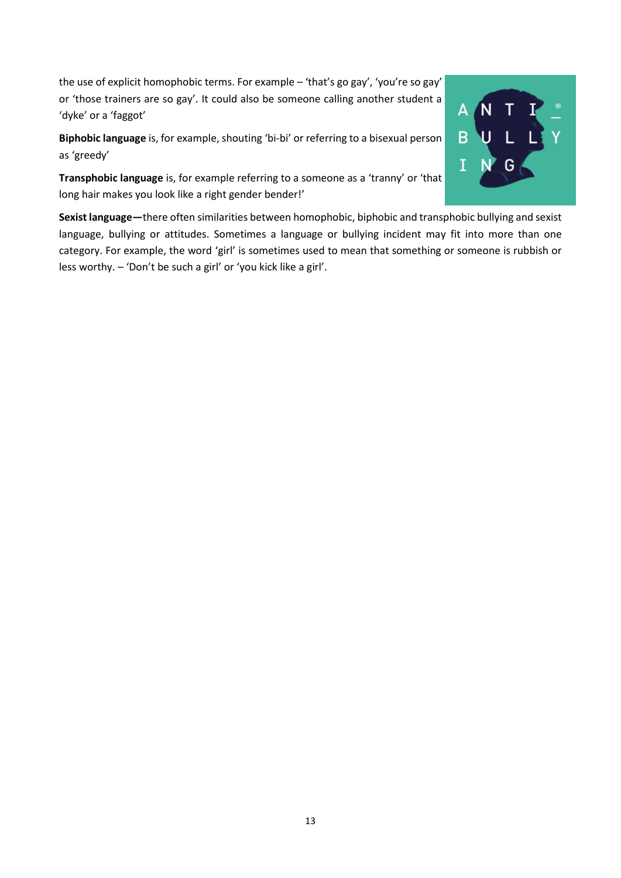the use of explicit homophobic terms. For example – 'that's go gay', 'you're so gay' or 'those trainers are so gay'. It could also be someone calling another student a 'dyke' or a 'faggot'

**Biphobic language** is, for example, shouting 'bi-bi' or referring to a bisexual person as 'greedy'

**Transphobic language** is, for example referring to a someone as a 'tranny' or 'that long hair makes you look like a right gender bender!'

**Sexist language—**there often similarities between homophobic, biphobic and transphobic bullying and sexist language, bullying or attitudes. Sometimes a language or bullying incident may fit into more than one category. For example, the word 'girl' is sometimes used to mean that something or someone is rubbish or less worthy. – 'Don't be such a girl' or 'you kick like a girl'.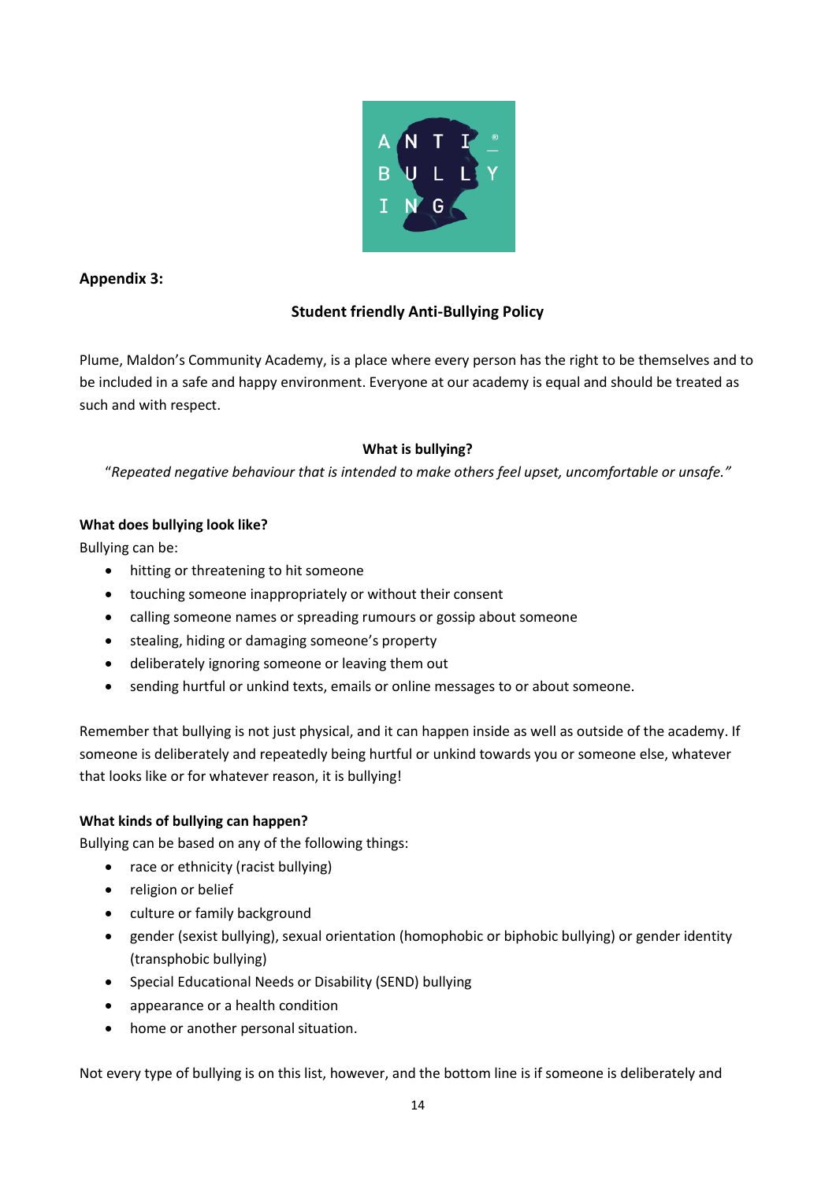**Appendix 3:**

## Student friendly Anti-Bullying Policy

Plume, Maldon's Community Academy, is a place where every person has the right to be themselves and to be included in a safe and happy environment. Everyone at our academy is equal and should be treated as such and with respect.

### What is bullying?

*"Repeated negative behaviour that is intended to make others feel upset, uncomfortable or unsafe."*

### What does bullying look like?

Bullying can be:

- hitting or threatening to hit someone
- touching someone inappropriately or without their consent
- calling someone names or spreading rumours or gossip about someone
- stealing, hiding or damaging someone's property
- deliberately ignoring someone or leaving them out
- sending hurtful or unkind texts, emails or online messages to or about someone.

Remember that bullying is not just physical, and it can happen inside as well as outside of the academy. If someone is deliberately and repeatedly being hurtful or unkind towards you or someone else, whatever that looks like or for whatever reason, it is bullying!

### What kinds of bullying can happen?

Bullying can be based on any of the following things:

- race or ethnicity (racist bullying)
- religion or belief
- culture or family background
- gender (sexist bullying), sexual orientation (homophobic or biphobic bullying) or gender identity (transphobic bullying)
- Special Educational Needs or Disability (SEND) bullying
- appearance or a health condition
- home or another personal situation.

Not every type of bullying is on this list, however, and the bottom line is if someone is deliberately and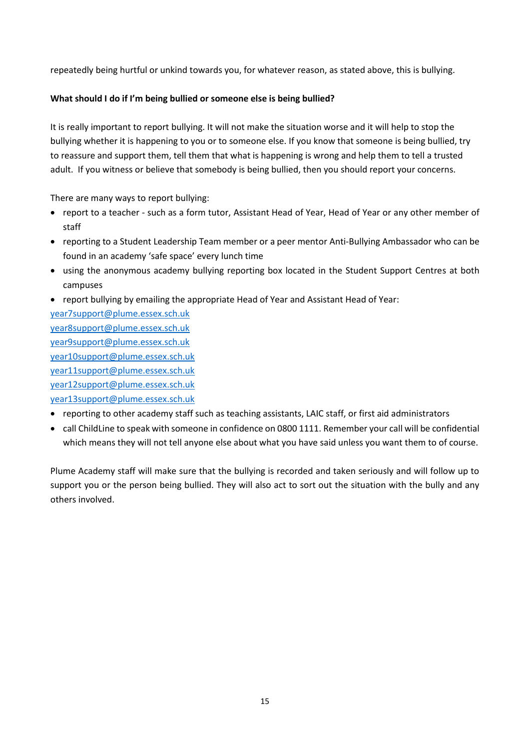repeatedly being hurtful or unkind towards you, for whatever reason, as stated above, this is bullying.

**What should I do if I'm being bullied or someone else is being bullied?**

It is really important to report bullying. It will not make the situation worse and it will help to stop the bullying whether it is happening to you or to someone else. If you know that someone is being bullied, try to reassure and support them, tell them that what is happening is wrong and help them to tell a trusted adult. If you witness or believe that somebody is being bullied, then you should report your concerns.

There are many ways to report bullying:

- report to a teacher - such as a form tutor, Assistant Head of Year, Head of Year or any other member of staff
- reporting to a Student Leadership Team member or a peer mentor Anti-Bullying Ambassador who can be found in an academy 'safe space' every lunch time
- using the anonymous academy bullying reporting box located in the Student Support Centres at both campuses
- report bullying by emailing the appropriate Head of Year and Assistant Head of Year:

year7support@plume.essex.sch.uk
year8support@plume.essex.sch.uk
year9support@plume.essex.sch.uk
year10support@plume.essex.sch.uk
year11support@plume.essex.sch.uk
year12support@plume.essex.sch.uk
year13support@plume.essex.sch.uk

- reporting to other academy staff such as teaching assistants, LAIC staff, or first aid administrators
- call ChildLine to speak with someone in confidence on 0800 1111. Remember your call will be confidential which means they will not tell anyone else about what you have said unless you want them to of course.

Plume Academy staff will make sure that the bullying is recorded and taken seriously and will follow up to support you or the person being bullied. They will also act to sort out the situation with the bully and any others involved.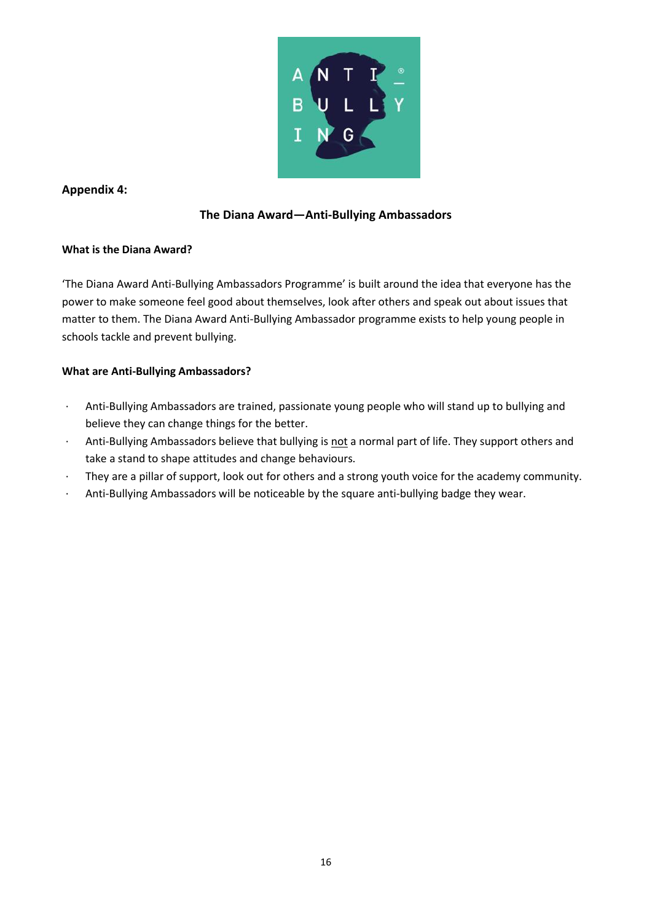**Appendix 4:**

## The Diana Award—Anti-Bullying Ambassadors

**What is the Diana Award?**

'The Diana Award Anti-Bullying Ambassadors Programme' is built around the idea that everyone has the power to make someone feel good about themselves, look after others and speak out about issues that matter to them. The Diana Award Anti-Bullying Ambassador programme exists to help young people in schools tackle and prevent bullying.

**What are Anti-Bullying Ambassadors?**

- Anti-Bullying Ambassadors are trained, passionate young people who will stand up to bullying and believe they can change things for the better.
- Anti-Bullying Ambassadors believe that bullying is <u>not</u> a normal part of life. They support others and take a stand to shape attitudes and change behaviours.
- They are a pillar of support, look out for others and a strong youth voice for the academy community.
- Anti-Bullying Ambassadors will be noticeable by the square anti-bullying badge they wear.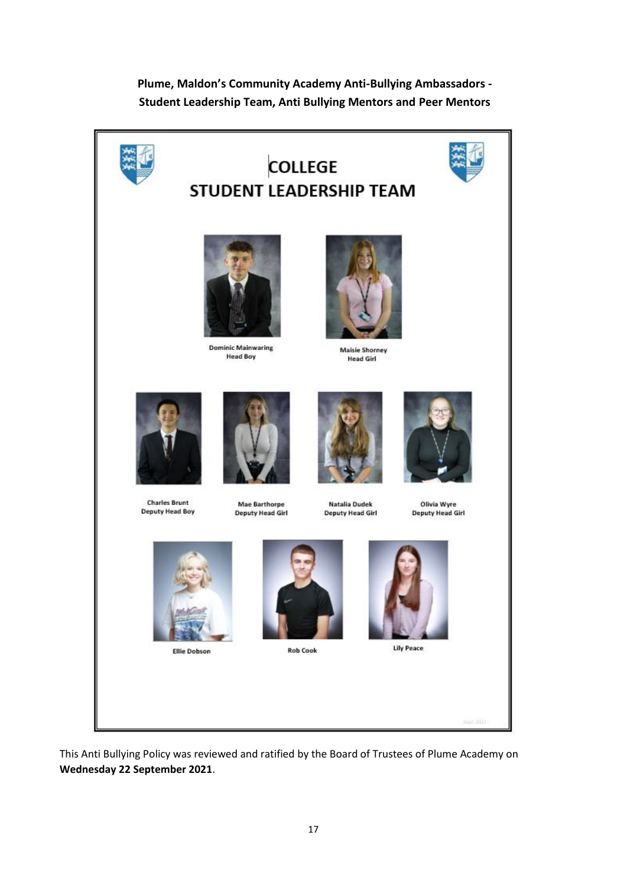**Plume, Maldon's Community Academy Anti-Bullying Ambassadors - Student Leadership Team, Anti Bullying Mentors and Peer Mentors**

# COLLEGE STUDENT LEADERSHIP TEAM

Dominic Mainwaring
Head Boy

Maisie Shorney
Head Girl

Charles Brunt
Deputy Head Boy

Mae Barthorpe
Deputy Head Girl

Natalia Dudek
Deputy Head Girl

Olivia Wyre
Deputy Head Girl

Ellie Dobson

Rob Cook

Lily Peace

Sept 2021

This Anti Bullying Policy was reviewed and ratified by the Board of Trustees of Plume Academy on **Wednesday 22 September 2021**.